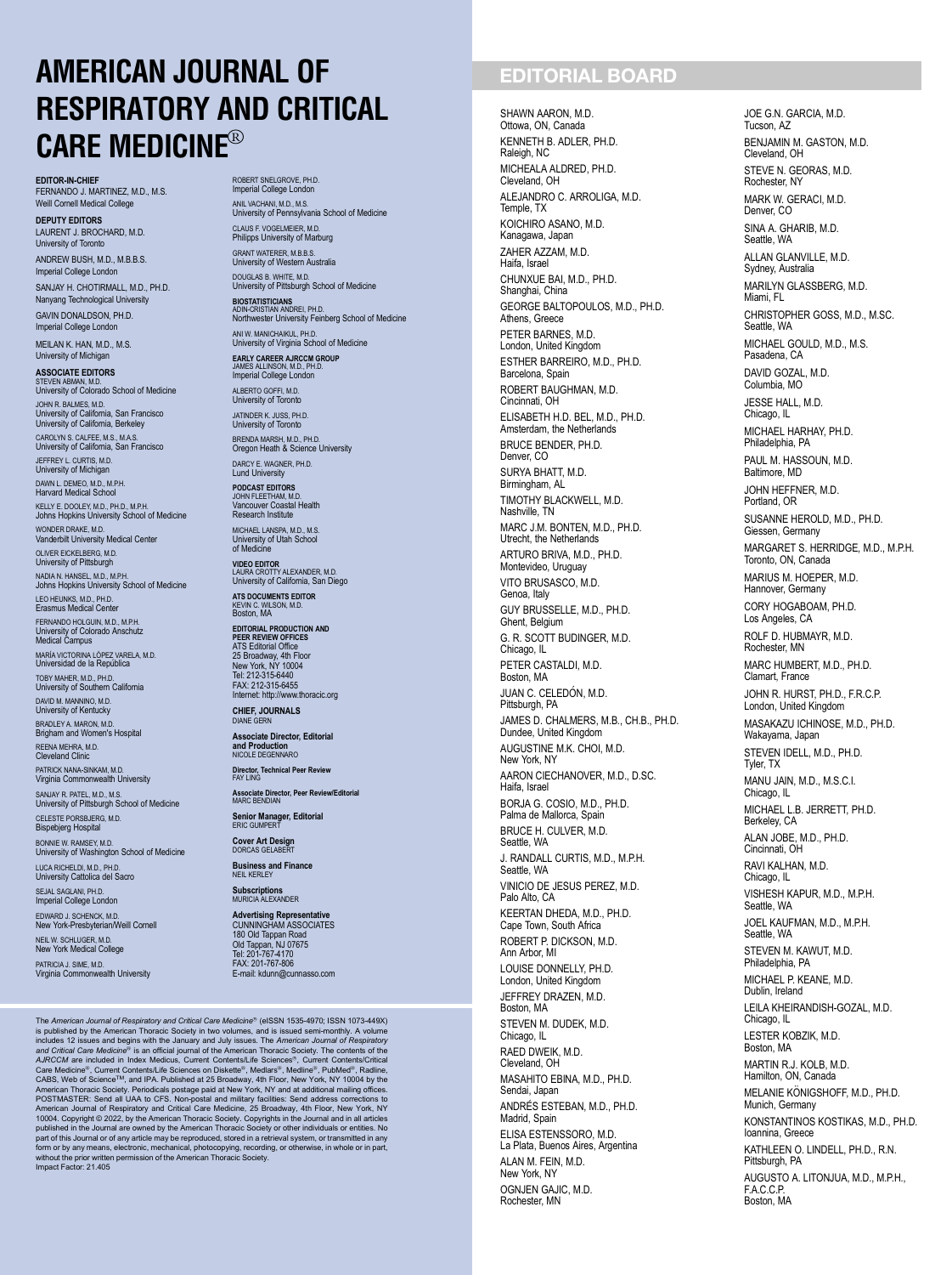# AMERICAN JOURNAL OF RESPIRATORY AND CRITICAL CARE MEDICINE®

**EDITOR-IN-CHIEF**
FERNANDO J. MARTINEZ, M.D., M.S.
Weill Cornell Medical College

**DEPUTY EDITORS**
LAURENT J. BROCHARD, M.D.
University of Toronto

ANDREW BUSH, M.D., M.B.B.S.
Imperial College London

SANJAY H. CHOTIRMALL, M.D., PH.D.
Nanyang Technological University

GAVIN DONALDSON, PH.D.
Imperial College London

MEILAN K. HAN, M.D., M.S.
University of Michigan

**ASSOCIATE EDITORS**
STEVEN ABMAN, M.D.
University of Colorado School of Medicine

JOHN R. BALMES, M.D.
University of California, San Francisco
University of California, Berkeley

CAROLYN S. CALFEE, M.S., M.A.S.
University of California, San Francisco

JEFFREY L. CURTIS, M.D.
University of Michigan

DAWN L. DEMEO, M.D., M.P.H.
Harvard Medical School

KELLY E. DOOLEY, M.D., PH.D., M.P.H.
Johns Hopkins University School of Medicine

WONDER DRAKE, M.D.
Vanderbilt University Medical Center

OLIVER EICKELBERG, M.D.
University of Pittsburgh

NADIA N. HANSEL, M.D., M.P.H.
Johns Hopkins University School of Medicine

LEO HEUNKS, M.D., PH.D.
Erasmus Medical Center

FERNANDO HOLGUIN, M.D., M.P.H.
University of Colorado Anschutz Medical Campus

MARÍA VICTORINA LÓPEZ VARELA, M.D.
Universidad de la República

TOBY MAHER, M.D., PH.D.
University of Southern California

DAVID M. MANNINO, M.D.
University of Kentucky

BRADLEY A. MARON, M.D.
Brigham and Women's Hospital

REENA MEHRA, M.D.
Cleveland Clinic

PATRICK NANA-SINKAM, M.D.
Virginia Commonwealth University

SANJAY R. PATEL, M.D., M.S.
University of Pittsburgh School of Medicine

CELESTE PORSBJERG, M.D.
Bispebjerg Hospital

BONNIE W. RAMSEY, M.D.
University of Washington School of Medicine

LUCA RICHELDI, M.D., PH.D.
University Cattolica del Sacro

SEJAL SAGLANI, PH.D.
Imperial College London

EDWARD J. SCHENCK, M.D.
New York-Presbyterian/Weill Cornell

NEIL W. SCHLUGER, M.D.
New York Medical College

PATRICIA J. SIME, M.D.
Virginia Commonwealth University

ROBERT SNELGROVE, PH.D.
Imperial College London

ANIL VACHANI, M.D., M.S.
University of Pennsylvania School of Medicine

CLAUS F. VOGELMEIER, M.D.
Philipps University of Marburg

GRANT WATERER, M.B.B.S.
University of Western Australia

DOUGLAS B. WHITE, M.D.
University of Pittsburgh School of Medicine

**BIOSTATISTICIANS**
ADIN-CRISTIAN ANDREI, PH.D.
Northwester University Feinberg School of Medicine

ANI W. MANICHAIKUL, PH.D.
University of Virginia School of Medicine

**EARLY CAREER AJRCCM GROUP**
JAMES ALLINSON, M.D., PH.D.
Imperial College London

ALBERTO GOFFI, M.D.
University of Toronto

JATINDER K. JUSS, PH.D.
University of Toronto

BRENDA MARSH, M.D., PH.D.
Oregon Heath & Science University

DARCY E. WAGNER, PH.D.
Lund University

**PODCAST EDITORS**
JOHN FLEETHAM, M.D.
Vancouver Coastal Health Research Institute

MICHAEL LANSPA, M.D., M.S.
University of Utah School of Medicine

**VIDEO EDITOR**
LAURA CROTTY ALEXANDER, M.D.
University of California, San Diego

**ATS DOCUMENTS EDITOR**
KEVIN C. WILSON, M.D.
Boston, MA

**EDITORIAL PRODUCTION AND PEER REVIEW OFFICES**
ATS Editorial Office
25 Broadway, 4th Floor
New York, NY 10004
Tel: 212-315-6440
FAX: 212-315-6455
Internet: http://www.thoracic.org

**CHIEF, JOURNALS**
DIANE GERN

**Associate Director, Editorial and Production**
NICOLE DEGENNARO

**Director, Technical Peer Review**
FAY LING

**Associate Director, Peer Review/Editorial**
MARC BENDIAN

**Senior Manager, Editorial**
ERIC GUMPERT

**Cover Art Design**
DORCAS GELABERT

**Business and Finance**
NEIL KERLEY

**Subscriptions**
MURICIA ALEXANDER

**Advertising Representative**
CUNNINGHAM ASSOCIATES
180 Old Tappan Road
Old Tappan, NJ 07675
Tel: 201-767-4170
FAX: 201-767-806
E-mail: kdunn@cunnasso.com

The *American Journal of Respiratory and Critical Care Medicine*® (eISSN 1535-4970; ISSN 1073-449X) is published by the American Thoracic Society in two volumes, and is issued semi-monthly. A volume includes 12 issues and begins with the January and July issues. The *American Journal of Respiratory and Critical Care Medicine*® is an official journal of the American Thoracic Society. The contents of the *AJRCCM* are included in Index Medicus, Current Contents/Life Sciences®, Current Contents/Critical Care Medicine®, Current Contents/Life Sciences on Diskette®, Medlars®, Medline®, PubMed®, Radline, CABS, Web of Science™, and IPA. Published at 25 Broadway, 4th Floor, New York, NY 10004 by the American Thoracic Society. Periodicals postage paid at New York, NY and at additional mailing offices. POSTMASTER: Send all UAA to CFS. Non-postal and military facilities: Send address corrections to American Journal of Respiratory and Critical Care Medicine, 25 Broadway, 4th Floor, New York, NY 10004. Copyright © 2022, by the American Thoracic Society. Copyrights in the Journal and in all articles published in the Journal are owned by the American Thoracic Society or other individuals or entities. No part of this Journal or of any article may be reproduced, stored in a retrieval system, or transmitted in any form or by any means, electronic, mechanical, photocopying, recording, or otherwise, in whole or in part, without the prior written permission of the American Thoracic Society.
Impact Factor: 21.405

## EDITORIAL BOARD

SHAWN AARON, M.D.
Ottowa, ON, Canada

KENNETH B. ADLER, PH.D.
Raleigh, NC

MICHEALA ALDRED, PH.D.
Cleveland, OH

ALEJANDRO C. ARROLIGA, M.D.
Temple, TX

KOICHIRO ASANO, M.D.
Kanagawa, Japan

ZAHER AZZAM, M.D.
Haifa, Israel

CHUNXUE BAI, M.D., PH.D.
Shanghai, China

GEORGE BALTOPOULOS, M.D., PH.D.
Athens, Greece

PETER BARNES, M.D.
London, United Kingdom

ESTHER BARREIRO, M.D., PH.D.
Barcelona, Spain

ROBERT BAUGHMAN, M.D.
Cincinnati, OH

ELISABETH H.D. BEL, M.D., PH.D.
Amsterdam, the Netherlands

BRUCE BENDER, PH.D.
Denver, CO

SURYA BHATT, M.D.
Birmingham, AL

TIMOTHY BLACKWELL, M.D.
Nashville, TN

MARC J.M. BONTEN, M.D., PH.D.
Utrecht, the Netherlands

ARTURO BRIVA, M.D., PH.D.
Montevideo, Uruguay

VITO BRUSASCO, M.D.
Genoa, Italy

GUY BRUSSELLE, M.D., PH.D.
Ghent, Belgium

G. R. SCOTT BUDINGER, M.D.
Chicago, IL

PETER CASTALDI, M.D.
Boston, MA

JUAN C. CELEDÓN, M.D.
Pittsburgh, PA

JAMES D. CHALMERS, M.B., CH.B., PH.D.
Dundee, United Kingdom

AUGUSTINE M.K. CHOI, M.D.
New York, NY

AARON CIECHANOVER, M.D., D.SC.
Haifa, Israel

BORJA G. COSIO, M.D., PH.D.
Palma de Mallorca, Spain

BRUCE H. CULVER, M.D.
Seattle, WA

J. RANDALL CURTIS, M.D., M.P.H.
Seattle, WA

VINICIO DE JESUS PEREZ, M.D.
Palo Alto, CA

KEERTAN DHEDA, M.D., PH.D.
Cape Town, South Africa

ROBERT P. DICKSON, M.D.
Ann Arbor, MI

LOUISE DONNELLY, PH.D.
London, United Kingdom

JEFFREY DRAZEN, M.D.
Boston, MA

STEVEN M. DUDEK, M.D.
Chicago, IL

RAED DWEIK, M.D.
Cleveland, OH

MASAHITO EBINA, M.D., PH.D.
Sendai, Japan

ANDRÉS ESTEBAN, M.D., PH.D.
Madrid, Spain

ELISA ESTENSSORO, M.D.
La Plata, Buenos Aires, Argentina

ALAN M. FEIN, M.D.
New York, NY

OGNJEN GAJIC, M.D.
Rochester, MN

JOE G.N. GARCIA, M.D.
Tucson, AZ

BENJAMIN M. GASTON, M.D.
Cleveland, OH

STEVE N. GEORAS, M.D.
Rochester, NY

MARK W. GERACI, M.D.
Denver, CO

SINA A. GHARIB, M.D.
Seattle, WA

ALLAN GLANVILLE, M.D.
Sydney, Australia

MARILYN GLASSBERG, M.D.
Miami, FL

CHRISTOPHER GOSS, M.D., M.SC.
Seattle, WA

MICHAEL GOULD, M.D., M.S.
Pasadena, CA

DAVID GOZAL, M.D.
Columbia, MO

JESSE HALL, M.D.
Chicago, IL

MICHAEL HARHAY, PH.D.
Philadelphia, PA

PAUL M. HASSOUN, M.D.
Baltimore, MD

JOHN HEFFNER, M.D.
Portland, OR

SUSANNE HEROLD, M.D., PH.D.
Giessen, Germany

MARGARET S. HERRIDGE, M.D., M.P.H.
Toronto, ON, Canada

MARIUS M. HOEPER, M.D.
Hannover, Germany

CORY HOGABOAM, PH.D.
Los Angeles, CA

ROLF D. HUBMAYR, M.D.
Rochester, MN

MARC HUMBERT, M.D., PH.D.
Clamart, France

JOHN R. HURST, PH.D., F.R.C.P.
London, United Kingdom

MASAKAZU ICHINOSE, M.D., PH.D.
Wakayama, Japan

STEVEN IDELL, M.D., PH.D.
Tyler, TX

MANU JAIN, M.D., M.S.C.I.
Chicago, IL

MICHAEL L.B. JERRETT, PH.D.
Berkeley, CA

ALAN JOBE, M.D., PH.D.
Cincinnati, OH

RAVI KALHAN, M.D.
Chicago, IL

VISHESH KAPUR, M.D., M.P.H.
Seattle, WA

JOEL KAUFMAN, M.D., M.P.H.
Seattle, WA

STEVEN M. KAWUT, M.D.
Philadelphia, PA

MICHAEL P. KEANE, M.D.
Dublin, Ireland

LEILA KHEIRANDISH-GOZAL, M.D.
Chicago, IL

LESTER KOBZIK, M.D.
Boston, MA

MARTIN R.J. KOLB, M.D.
Hamilton, ON, Canada

MELANIE KÖNIGSHOFF, M.D., PH.D.
Munich, Germany

KONSTANTINOS KOSTIKAS, M.D., PH.D.
Ioannina, Greece

KATHLEEN O. LINDELL, PH.D., R.N.
Pittsburgh, PA

AUGUSTO A. LITONJUA, M.D., M.P.H., F.A.C.C.P.
Boston, MA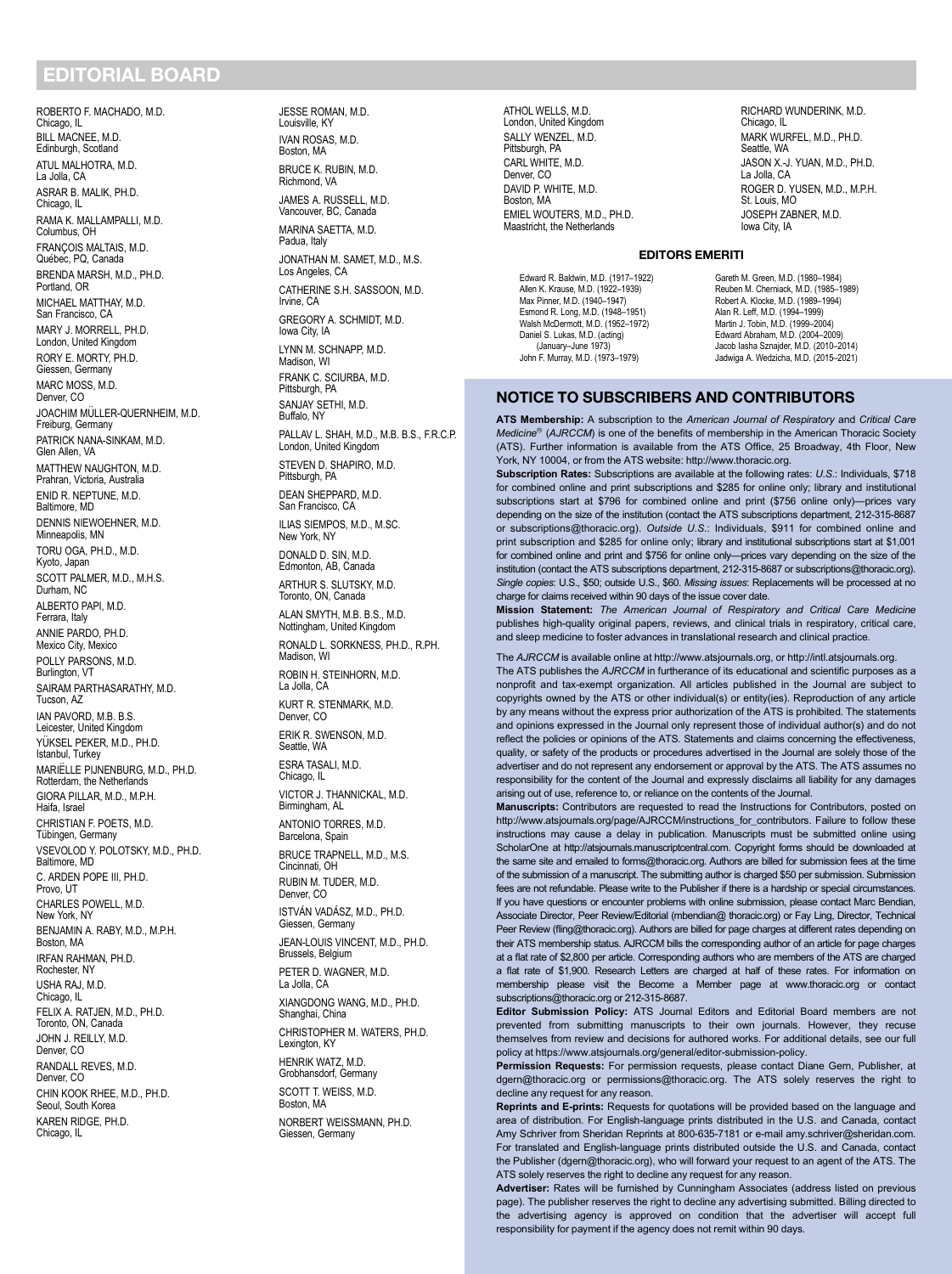## EDITORIAL BOARD

ROBERTO F. MACHADO, M.D.
Chicago, IL

BILL MACNEE, M.D.
Edinburgh, Scotland

ATUL MALHOTRA, M.D.
La Jolla, CA

ASRAR B. MALIK, PH.D.
Chicago, IL

RAMA K. MALLAMPALLI, M.D.
Columbus, OH

FRANÇOIS MALTAIS, M.D.
Québec, PQ, Canada

BRENDA MARSH, M.D., PH.D.
Portland, OR

MICHAEL MATTHAY, M.D.
San Francisco, CA

MARY J. MORRELL, PH.D.
London, United Kingdom

RORY E. MORTY, PH.D.
Giessen, Germany

MARC MOSS, M.D.
Denver, CO

JOACHIM MÜLLER-QUERNHEIM, M.D.
Freiburg, Germany

PATRICK NANA-SINKAM, M.D.
Glen Allen, VA

MATTHEW NAUGHTON, M.D.
Prahran, Victoria, Australia

ENID R. NEPTUNE, M.D.
Baltimore, MD

DENNIS NIEWOEHNER, M.D.
Minneapolis, MN

TORU OGA, PH.D., M.D.
Kyoto, Japan

SCOTT PALMER, M.D., M.H.S.
Durham, NC

ALBERTO PAPI, M.D.
Ferrara, Italy

ANNIE PARDO, PH.D.
Mexico City, Mexico

POLLY PARSONS, M.D.
Burlington, VT

SAIRAM PARTHASARATHY, M.D.
Tucson, AZ

IAN PAVORD, M.B. B.S.
Leicester, United Kingdom

YÜKSEL PEKER, M.D., PH.D.
Istanbul, Turkey

MARIËLLE PIJNENBURG, M.D., PH.D.
Rotterdam, the Netherlands

GIORA PILLAR, M.D., M.P.H.
Haifa, Israel

CHRISTIAN F. POETS, M.D.
Tübingen, Germany

VSEVOLOD Y. POLOTSKY, M.D., PH.D.
Baltimore, MD

C. ARDEN POPE III, PH.D.
Provo, UT

CHARLES POWELL, M.D.
New York, NY

BENJAMIN A. RABY, M.D., M.P.H.
Boston, MA

IRFAN RAHMAN, PH.D.
Rochester, NY

USHA RAJ, M.D.
Chicago, IL

FELIX A. RATJEN, M.D., PH.D.
Toronto, ON, Canada

JOHN J. REILLY, M.D.
Denver, CO

RANDALL REVES, M.D.
Denver, CO

CHIN KOOK RHEE, M.D., PH.D.
Seoul, South Korea

KAREN RIDGE, PH.D.
Chicago, IL

JESSE ROMAN, M.D.
Louisville, KY

IVAN ROSAS, M.D.
Boston, MA

BRUCE K. RUBIN, M.D.
Richmond, VA

JAMES A. RUSSELL, M.D.
Vancouver, BC, Canada

MARINA SAETTA, M.D.
Padua, Italy

JONATHAN M. SAMET, M.D., M.S.
Los Angeles, CA

CATHERINE S.H. SASSOON, M.D.
Irvine, CA

GREGORY A. SCHMIDT, M.D.
Iowa City, IA

LYNN M. SCHNAPP, M.D.
Madison, WI

FRANK C. SCIURBA, M.D.
Pittsburgh, PA

SANJAY SETHI, M.D.
Buffalo, NY

PALLAV L. SHAH, M.D., M.B. B.S., F.R.C.P.
London, United Kingdom

STEVEN D. SHAPIRO, M.D.
Pittsburgh, PA

DEAN SHEPPARD, M.D.
San Francisco, CA

ILIAS SIEMPOS, M.D., M.SC.
New York, NY

DONALD D. SIN, M.D.
Edmonton, AB, Canada

ARTHUR S. SLUTSKY, M.D.
Toronto, ON, Canada

ALAN SMYTH, M.B. B.S., M.D.
Nottingham, United Kingdom

RONALD L. SORKNESS, PH.D., R.PH.
Madison, WI

ROBIN H. STEINHORN, M.D.
La Jolla, CA

KURT R. STENMARK, M.D.
Denver, CO

ERIK R. SWENSON, M.D.
Seattle, WA

ESRA TASALI, M.D.
Chicago, IL

VICTOR J. THANNICKAL, M.D.
Birmingham, AL

ANTONIO TORRES, M.D.
Barcelona, Spain

BRUCE TRAPNELL, M.D., M.S.
Cincinnati, OH

RUBIN M. TUDER, M.D.
Denver, CO

ISTVÁN VADÁSZ, M.D., PH.D.
Giessen, Germany

JEAN-LOUIS VINCENT, M.D., PH.D.
Brussels, Belgium

PETER D. WAGNER, M.D.
La Jolla, CA

XIANGDONG WANG, M.D., PH.D.
Shanghai, China

CHRISTOPHER M. WATERS, PH.D.
Lexington, KY

HENRIK WATZ, M.D.
Grobhansdorf, Germany

SCOTT T. WEISS, M.D.
Boston, MA

NORBERT WEISSMANN, PH.D.
Giessen, Germany

ATHOL WELLS, M.D.
London, United Kingdom

SALLY WENZEL, M.D.
Pittsburgh, PA

CARL WHITE, M.D.
Denver, CO

DAVID P. WHITE, M.D.
Boston, MA

EMIEL WOUTERS, M.D., PH.D.
Maastricht, the Netherlands

RICHARD WUNDERINK, M.D.
Chicago, IL

MARK WURFEL, M.D., PH.D.
Seattle, WA

JASON X.-J. YUAN, M.D., PH.D.
La Jolla, CA

ROGER D. YUSEN, M.D., M.P.H.
St. Louis, MO

JOSEPH ZABNER, M.D.
Iowa City, IA

### EDITORS EMERITI

Edward R. Baldwin, M.D. (1917–1922)
Allen K. Krause, M.D. (1922–1939)
Max Pinner, M.D. (1940–1947)
Esmond R. Long, M.D. (1948–1951)
Walsh McDermott, M.D. (1952–1972)
Daniel S. Lukas, M.D. (acting) (January–June 1973)
John F. Murray, M.D. (1973–1979)
Gareth M. Green, M.D. (1980–1984)
Reuben M. Cherniack, M.D. (1985–1989)
Robert A. Klocke, M.D. (1989–1994)
Alan R. Leff, M.D. (1994–1999)
Martin J. Tobin, M.D. (1999–2004)
Edward Abraham, M.D. (2004–2009)
Jacob Iasha Sznajder, M.D. (2010–2014)
Jadwiga A. Wedzicha, M.D. (2015–2021)

## NOTICE TO SUBSCRIBERS AND CONTRIBUTORS

**ATS Membership:** A subscription to the *American Journal of Respiratory* and *Critical Care Medicine*® (*AJRCCM*) is one of the benefits of membership in the American Thoracic Society (ATS). Further information is available from the ATS Office, 25 Broadway, 4th Floor, New York, NY 10004, or from the ATS website: http://www.thoracic.org.

**Subscription Rates:** Subscriptions are available at the following rates: *U.S.*: Individuals, $718 for combined online and print subscriptions and $285 for online only; library and institutional subscriptions start at $796 for combined online and print ($756 online only)—prices vary depending on the size of the institution (contact the ATS subscriptions department, 212-315-8687 or subscriptions@thoracic.org). *Outside U.S.*: Individuals, $911 for combined online and print subscription and $285 for online only; library and institutional subscriptions start at $1,001 for combined online and print and $756 for online only—prices vary depending on the size of the institution (contact the ATS subscriptions department, 212-315-8687 or subscriptions@thoracic.org). *Single copies*: U.S., $50; outside U.S., $60. *Missing issues*: Replacements will be processed at no charge for claims received within 90 days of the issue cover date.

**Mission Statement:** *The American Journal of Respiratory and Critical Care Medicine* publishes high-quality original papers, reviews, and clinical trials in respiratory, critical care, and sleep medicine to foster advances in translational research and clinical practice.

The *AJRCCM* is available online at http://www.atsjournals.org, or http://intl.atsjournals.org.

The ATS publishes the *AJRCCM* in furtherance of its educational and scientific purposes as a nonprofit and tax-exempt organization. All articles published in the Journal are subject to copyrights owned by the ATS or other individual(s) or entity(ies). Reproduction of any article by any means without the express prior authorization of the ATS is prohibited. The statements and opinions expressed in the Journal only represent those of individual author(s) and do not reflect the policies or opinions of the ATS. Statements and claims concerning the effectiveness, quality, or safety of the products or procedures advertised in the Journal are solely those of the advertiser and do not represent any endorsement or approval by the ATS. The ATS assumes no responsibility for the content of the Journal and expressly disclaims all liability for any damages arising out of use, reference to, or reliance on the contents of the Journal.

**Manuscripts:** Contributors are requested to read the Instructions for Contributors, posted on http://www.atsjournals.org/page/AJRCCM/instructions_for_contributors. Failure to follow these instructions may cause a delay in publication. Manuscripts must be submitted online using ScholarOne at http://atsjournals.manuscriptcentral.com. Copyright forms should be downloaded at the same site and emailed to forms@thoracic.org. Authors are billed for submission fees at the time of the submission of a manuscript. The submitting author is charged $50 per submission. Submission fees are not refundable. Please write to the Publisher if there is a hardship or special circumstances. If you have questions or encounter problems with online submission, please contact Marc Bendian, Associate Director, Peer Review/Editorial (mbendian@ thoracic.org) or Fay Ling, Director, Technical Peer Review (fling@thoracic.org). Authors are billed for page charges at different rates depending on their ATS membership status. AJRCCM bills the corresponding author of an article for page charges at a flat rate of $2,800 per article. Corresponding authors who are members of the ATS are charged a flat rate of $1,900. Research Letters are charged at half of these rates. For information on membership please visit the Become a Member page at www.thoracic.org or contact subscriptions@thoracic.org or 212-315-8687.

**Editor Submission Policy:** ATS Journal Editors and Editorial Board members are not prevented from submitting manuscripts to their own journals. However, they recuse themselves from review and decisions for authored works. For additional details, see our full policy at https://www.atsjournals.org/general/editor-submission-policy.

**Permission Requests:** For permission requests, please contact Diane Gern, Publisher, at dgern@thoracic.org or permissions@thoracic.org. The ATS solely reserves the right to decline any request for any reason.

**Reprints and E-prints:** Requests for quotations will be provided based on the language and area of distribution. For English-language prints distributed in the U.S. and Canada, contact Amy Schriver from Sheridan Reprints at 800-635-7181 or e-mail amy.schriver@sheridan.com. For translated and English-language prints distributed outside the U.S. and Canada, contact the Publisher (dgern@thoracic.org), who will forward your request to an agent of the ATS. The ATS solely reserves the right to decline any request for any reason.

**Advertiser:** Rates will be furnished by Cunningham Associates (address listed on previous page). The publisher reserves the right to decline any advertising submitted. Billing directed to the advertising agency is approved on condition that the advertiser will accept full responsibility for payment if the agency does not remit within 90 days.